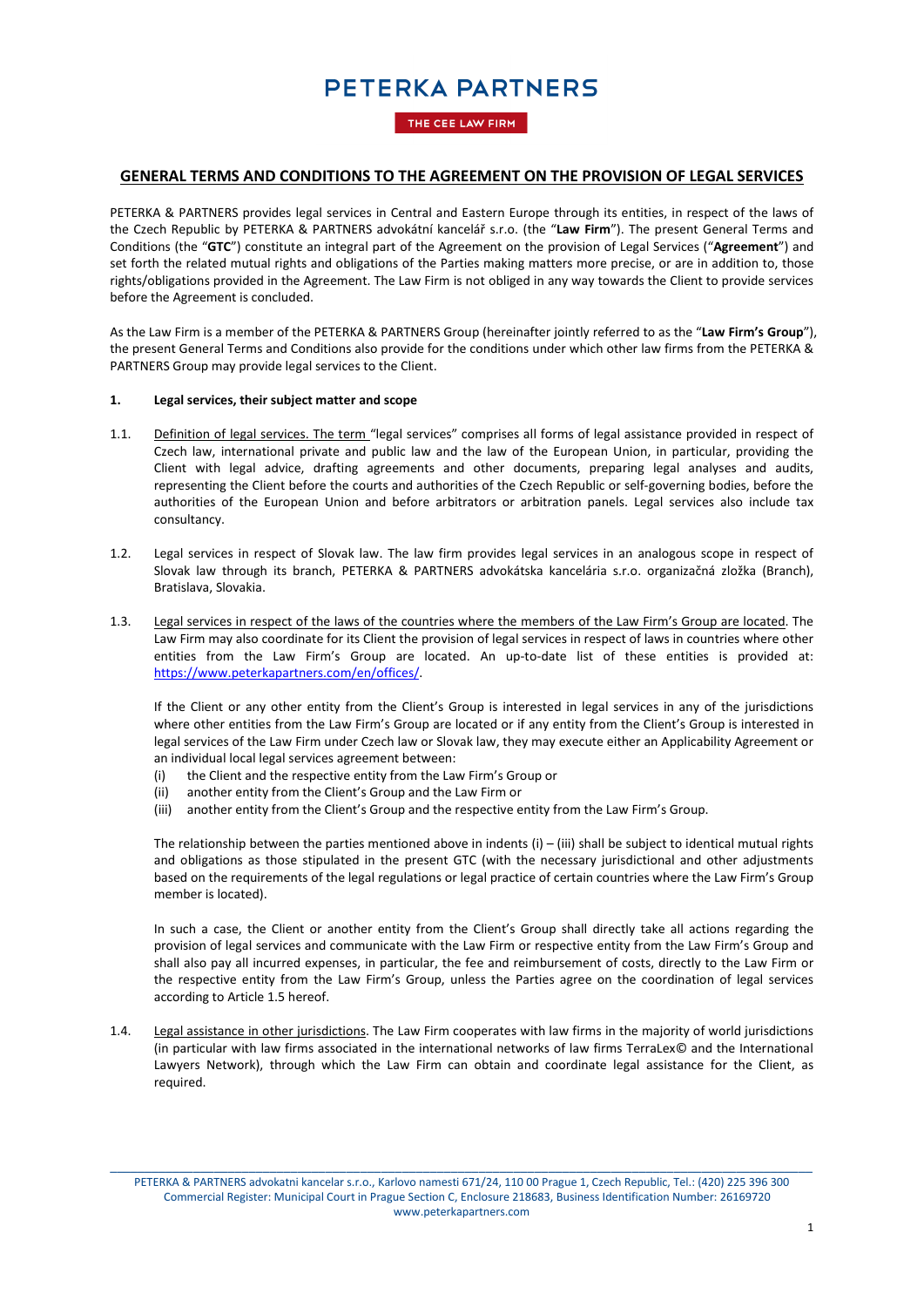# PETERKA PARTNERS

THE CEE LAW FIRM

## GENERAL TERMS AND CONDITIONS TO THE AGREEMENT ON THE PROVISION OF LEGAL SERVICES

PETERKA & PARTNERS provides legal services in Central and Eastern Europe through its entities, in respect of the laws of the Czech Republic by PETERKA & PARTNERS advokátní kancelář s.r.o. (the "**Law Firm**"). The present General Terms and Conditions (the "**GTC**") constitute an integral part of the Agreement on the provision of Legal Services ("**Agreement**") and set forth the related mutual rights and obligations of the Parties making matters more precise, or are in addition to, those rights/obligations provided in the Agreement. The Law Firm is not obliged in any way towards the Client to provide services before the Agreement is concluded.

As the Law Firm is a member of the PETERKA & PARTNERS Group (hereinafter jointly referred to as the "**Law Firm's Group**"), the present General Terms and Conditions also provide for the conditions under which other law firms from the PETERKA & PARTNERS Group may provide legal services to the Client.

### 1. Legal services, their subject matter and scope

1.1. Definition of legal services. The term "legal services" comprises all forms of legal assistance provided in respect of Czech law, international private and public law and the law of the European Union, in particular, providing the Client with legal advice, drafting agreements and other documents, preparing legal analyses and audits, representing the Client before the courts and authorities of the Czech Republic or self-governing bodies, before the authorities of the European Union and before arbitrators or arbitration panels. Legal services also include tax consultancy.

1.2. Legal services in respect of Slovak law. The law firm provides legal services in an analogous scope in respect of Slovak law through its branch, PETERKA & PARTNERS advokátska kancelária s.r.o. organizačná zložka (Branch), Bratislava, Slovakia.

1.3. Legal services in respect of the laws of the countries where the members of the Law Firm's Group are located. The Law Firm may also coordinate for its Client the provision of legal services in respect of laws in countries where other entities from the Law Firm's Group are located. An up-to-date list of these entities is provided at: https://www.peterkapartners.com/en/offices/.

If the Client or any other entity from the Client's Group is interested in legal services in any of the jurisdictions where other entities from the Law Firm's Group are located or if any entity from the Client's Group is interested in legal services of the Law Firm under Czech law or Slovak law, they may execute either an Applicability Agreement or an individual local legal services agreement between:

(i) the Client and the respective entity from the Law Firm's Group or
(ii) another entity from the Client's Group and the Law Firm or
(iii) another entity from the Client's Group and the respective entity from the Law Firm's Group.

The relationship between the parties mentioned above in indents (i) – (iii) shall be subject to identical mutual rights and obligations as those stipulated in the present GTC (with the necessary jurisdictional and other adjustments based on the requirements of the legal regulations or legal practice of certain countries where the Law Firm's Group member is located).

In such a case, the Client or another entity from the Client's Group shall directly take all actions regarding the provision of legal services and communicate with the Law Firm or respective entity from the Law Firm's Group and shall also pay all incurred expenses, in particular, the fee and reimbursement of costs, directly to the Law Firm or the respective entity from the Law Firm's Group, unless the Parties agree on the coordination of legal services according to Article 1.5 hereof.

1.4. Legal assistance in other jurisdictions. The Law Firm cooperates with law firms in the majority of world jurisdictions (in particular with law firms associated in the international networks of law firms TerraLex© and the International Lawyers Network), through which the Law Firm can obtain and coordinate legal assistance for the Client, as required.

PETERKA & PARTNERS advokatni kancelar s.r.o., Karlovo namesti 671/24, 110 00 Prague 1, Czech Republic, Tel.: (420) 225 396 300
Commercial Register: Municipal Court in Prague Section C, Enclosure 218683, Business Identification Number: 26169720
www.peterkapartners.com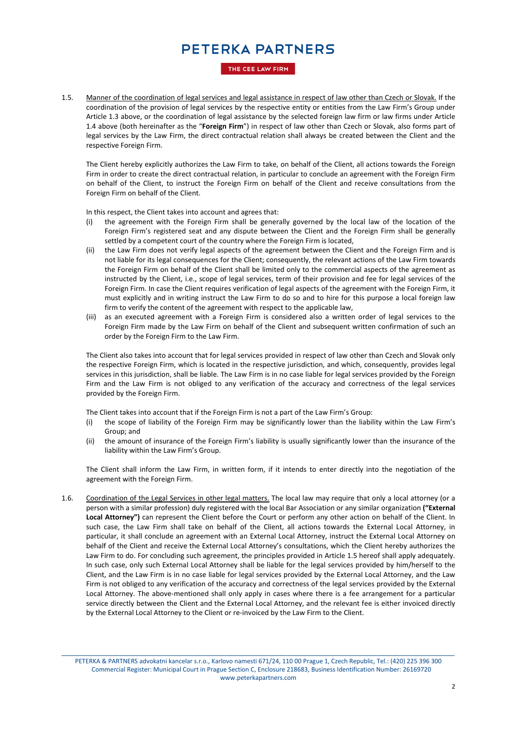1.5. Manner of the coordination of legal services and legal assistance in respect of law other than Czech or Slovak. If the coordination of the provision of legal services by the respective entity or entities from the Law Firm's Group under Article 1.3 above, or the coordination of legal assistance by the selected foreign law firm or law firms under Article 1.4 above (both hereinafter as the "**Foreign Firm**") in respect of law other than Czech or Slovak, also forms part of legal services by the Law Firm, the direct contractual relation shall always be created between the Client and the respective Foreign Firm.

The Client hereby explicitly authorizes the Law Firm to take, on behalf of the Client, all actions towards the Foreign Firm in order to create the direct contractual relation, in particular to conclude an agreement with the Foreign Firm on behalf of the Client, to instruct the Foreign Firm on behalf of the Client and receive consultations from the Foreign Firm on behalf of the Client.

In this respect, the Client takes into account and agrees that:

(i) the agreement with the Foreign Firm shall be generally governed by the local law of the location of the Foreign Firm's registered seat and any dispute between the Client and the Foreign Firm shall be generally settled by a competent court of the country where the Foreign Firm is located,

(ii) the Law Firm does not verify legal aspects of the agreement between the Client and the Foreign Firm and is not liable for its legal consequences for the Client; consequently, the relevant actions of the Law Firm towards the Foreign Firm on behalf of the Client shall be limited only to the commercial aspects of the agreement as instructed by the Client, i.e., scope of legal services, term of their provision and fee for legal services of the Foreign Firm. In case the Client requires verification of legal aspects of the agreement with the Foreign Firm, it must explicitly and in writing instruct the Law Firm to do so and to hire for this purpose a local foreign law firm to verify the content of the agreement with respect to the applicable law,

(iii) as an executed agreement with a Foreign Firm is considered also a written order of legal services to the Foreign Firm made by the Law Firm on behalf of the Client and subsequent written confirmation of such an order by the Foreign Firm to the Law Firm.

The Client also takes into account that for legal services provided in respect of law other than Czech and Slovak only the respective Foreign Firm, which is located in the respective jurisdiction, and which, consequently, provides legal services in this jurisdiction, shall be liable. The Law Firm is in no case liable for legal services provided by the Foreign Firm and the Law Firm is not obliged to any verification of the accuracy and correctness of the legal services provided by the Foreign Firm.

The Client takes into account that if the Foreign Firm is not a part of the Law Firm's Group:

(i) the scope of liability of the Foreign Firm may be significantly lower than the liability within the Law Firm's Group; and

(ii) the amount of insurance of the Foreign Firm's liability is usually significantly lower than the insurance of the liability within the Law Firm's Group.

The Client shall inform the Law Firm, in written form, if it intends to enter directly into the negotiation of the agreement with the Foreign Firm.

1.6. Coordination of the Legal Services in other legal matters. The local law may require that only a local attorney (or a person with a similar profession) duly registered with the local Bar Association or any similar organization **("External Local Attorney")** can represent the Client before the Court or perform any other action on behalf of the Client. In such case, the Law Firm shall take on behalf of the Client, all actions towards the External Local Attorney, in particular, it shall conclude an agreement with an External Local Attorney, instruct the External Local Attorney on behalf of the Client and receive the External Local Attorney's consultations, which the Client hereby authorizes the Law Firm to do. For concluding such agreement, the principles provided in Article 1.5 hereof shall apply adequately. In such case, only such External Local Attorney shall be liable for the legal services provided by him/herself to the Client, and the Law Firm is in no case liable for legal services provided by the External Local Attorney, and the Law Firm is not obliged to any verification of the accuracy and correctness of the legal services provided by the External Local Attorney. The above-mentioned shall only apply in cases where there is a fee arrangement for a particular service directly between the Client and the External Local Attorney, and the relevant fee is either invoiced directly by the External Local Attorney to the Client or re-invoiced by the Law Firm to the Client.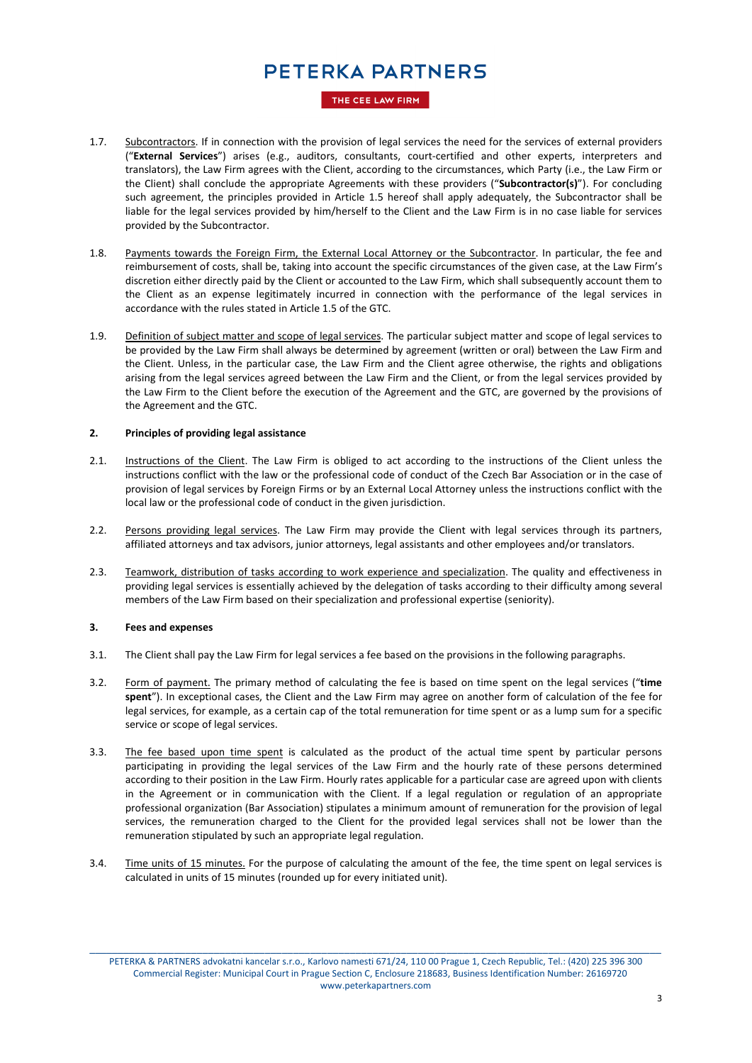1.7. Subcontractors. If in connection with the provision of legal services the need for the services of external providers ("**External Services**") arises (e.g., auditors, consultants, court-certified and other experts, interpreters and translators), the Law Firm agrees with the Client, according to the circumstances, which Party (i.e., the Law Firm or the Client) shall conclude the appropriate Agreements with these providers ("**Subcontractor(s)**"). For concluding such agreement, the principles provided in Article 1.5 hereof shall apply adequately, the Subcontractor shall be liable for the legal services provided by him/herself to the Client and the Law Firm is in no case liable for services provided by the Subcontractor.

1.8. Payments towards the Foreign Firm, the External Local Attorney or the Subcontractor. In particular, the fee and reimbursement of costs, shall be, taking into account the specific circumstances of the given case, at the Law Firm's discretion either directly paid by the Client or accounted to the Law Firm, which shall subsequently account them to the Client as an expense legitimately incurred in connection with the performance of the legal services in accordance with the rules stated in Article 1.5 of the GTC.

1.9. Definition of subject matter and scope of legal services. The particular subject matter and scope of legal services to be provided by the Law Firm shall always be determined by agreement (written or oral) between the Law Firm and the Client. Unless, in the particular case, the Law Firm and the Client agree otherwise, the rights and obligations arising from the legal services agreed between the Law Firm and the Client, or from the legal services provided by the Law Firm to the Client before the execution of the Agreement and the GTC, are governed by the provisions of the Agreement and the GTC.

## 2. Principles of providing legal assistance

2.1. Instructions of the Client. The Law Firm is obliged to act according to the instructions of the Client unless the instructions conflict with the law or the professional code of conduct of the Czech Bar Association or in the case of provision of legal services by Foreign Firms or by an External Local Attorney unless the instructions conflict with the local law or the professional code of conduct in the given jurisdiction.

2.2. Persons providing legal services. The Law Firm may provide the Client with legal services through its partners, affiliated attorneys and tax advisors, junior attorneys, legal assistants and other employees and/or translators.

2.3. Teamwork, distribution of tasks according to work experience and specialization. The quality and effectiveness in providing legal services is essentially achieved by the delegation of tasks according to their difficulty among several members of the Law Firm based on their specialization and professional expertise (seniority).

## 3. Fees and expenses

3.1. The Client shall pay the Law Firm for legal services a fee based on the provisions in the following paragraphs.

3.2. Form of payment. The primary method of calculating the fee is based on time spent on the legal services ("**time spent**"). In exceptional cases, the Client and the Law Firm may agree on another form of calculation of the fee for legal services, for example, as a certain cap of the total remuneration for time spent or as a lump sum for a specific service or scope of legal services.

3.3. The fee based upon time spent is calculated as the product of the actual time spent by particular persons participating in providing the legal services of the Law Firm and the hourly rate of these persons determined according to their position in the Law Firm. Hourly rates applicable for a particular case are agreed upon with clients in the Agreement or in communication with the Client. If a legal regulation or regulation of an appropriate professional organization (Bar Association) stipulates a minimum amount of remuneration for the provision of legal services, the remuneration charged to the Client for the provided legal services shall not be lower than the remuneration stipulated by such an appropriate legal regulation.

3.4. Time units of 15 minutes. For the purpose of calculating the amount of the fee, the time spent on legal services is calculated in units of 15 minutes (rounded up for every initiated unit).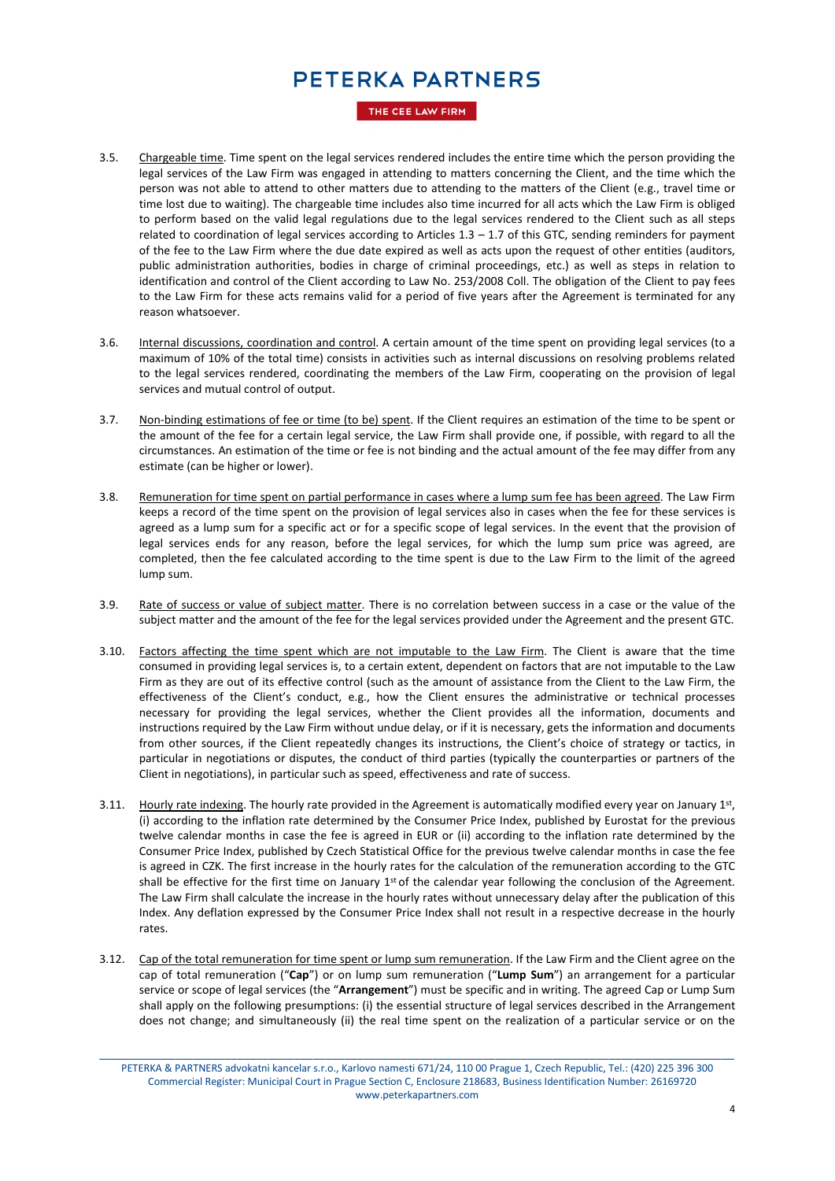3.5. Chargeable time. Time spent on the legal services rendered includes the entire time which the person providing the legal services of the Law Firm was engaged in attending to matters concerning the Client, and the time which the person was not able to attend to other matters due to attending to the matters of the Client (e.g., travel time or time lost due to waiting). The chargeable time includes also time incurred for all acts which the Law Firm is obliged to perform based on the valid legal regulations due to the legal services rendered to the Client such as all steps related to coordination of legal services according to Articles 1.3 – 1.7 of this GTC, sending reminders for payment of the fee to the Law Firm where the due date expired as well as acts upon the request of other entities (auditors, public administration authorities, bodies in charge of criminal proceedings, etc.) as well as steps in relation to identification and control of the Client according to Law No. 253/2008 Coll. The obligation of the Client to pay fees to the Law Firm for these acts remains valid for a period of five years after the Agreement is terminated for any reason whatsoever.

3.6. Internal discussions, coordination and control. A certain amount of the time spent on providing legal services (to a maximum of 10% of the total time) consists in activities such as internal discussions on resolving problems related to the legal services rendered, coordinating the members of the Law Firm, cooperating on the provision of legal services and mutual control of output.

3.7. Non-binding estimations of fee or time (to be) spent. If the Client requires an estimation of the time to be spent or the amount of the fee for a certain legal service, the Law Firm shall provide one, if possible, with regard to all the circumstances. An estimation of the time or fee is not binding and the actual amount of the fee may differ from any estimate (can be higher or lower).

3.8. Remuneration for time spent on partial performance in cases where a lump sum fee has been agreed. The Law Firm keeps a record of the time spent on the provision of legal services also in cases when the fee for these services is agreed as a lump sum for a specific act or for a specific scope of legal services. In the event that the provision of legal services ends for any reason, before the legal services, for which the lump sum price was agreed, are completed, then the fee calculated according to the time spent is due to the Law Firm to the limit of the agreed lump sum.

3.9. Rate of success or value of subject matter. There is no correlation between success in a case or the value of the subject matter and the amount of the fee for the legal services provided under the Agreement and the present GTC.

3.10. Factors affecting the time spent which are not imputable to the Law Firm. The Client is aware that the time consumed in providing legal services is, to a certain extent, dependent on factors that are not imputable to the Law Firm as they are out of its effective control (such as the amount of assistance from the Client to the Law Firm, the effectiveness of the Client's conduct, e.g., how the Client ensures the administrative or technical processes necessary for providing the legal services, whether the Client provides all the information, documents and instructions required by the Law Firm without undue delay, or if it is necessary, gets the information and documents from other sources, if the Client repeatedly changes its instructions, the Client's choice of strategy or tactics, in particular in negotiations or disputes, the conduct of third parties (typically the counterparties or partners of the Client in negotiations), in particular such as speed, effectiveness and rate of success.

3.11. Hourly rate indexing. The hourly rate provided in the Agreement is automatically modified every year on January 1st, (i) according to the inflation rate determined by the Consumer Price Index, published by Eurostat for the previous twelve calendar months in case the fee is agreed in EUR or (ii) according to the inflation rate determined by the Consumer Price Index, published by Czech Statistical Office for the previous twelve calendar months in case the fee is agreed in CZK. The first increase in the hourly rates for the calculation of the remuneration according to the GTC shall be effective for the first time on January 1st of the calendar year following the conclusion of the Agreement. The Law Firm shall calculate the increase in the hourly rates without unnecessary delay after the publication of this Index. Any deflation expressed by the Consumer Price Index shall not result in a respective decrease in the hourly rates.

3.12. Cap of the total remuneration for time spent or lump sum remuneration. If the Law Firm and the Client agree on the cap of total remuneration ("**Cap**") or on lump sum remuneration ("**Lump Sum**") an arrangement for a particular service or scope of legal services (the "**Arrangement**") must be specific and in writing. The agreed Cap or Lump Sum shall apply on the following presumptions: (i) the essential structure of legal services described in the Arrangement does not change; and simultaneously (ii) the real time spent on the realization of a particular service or on the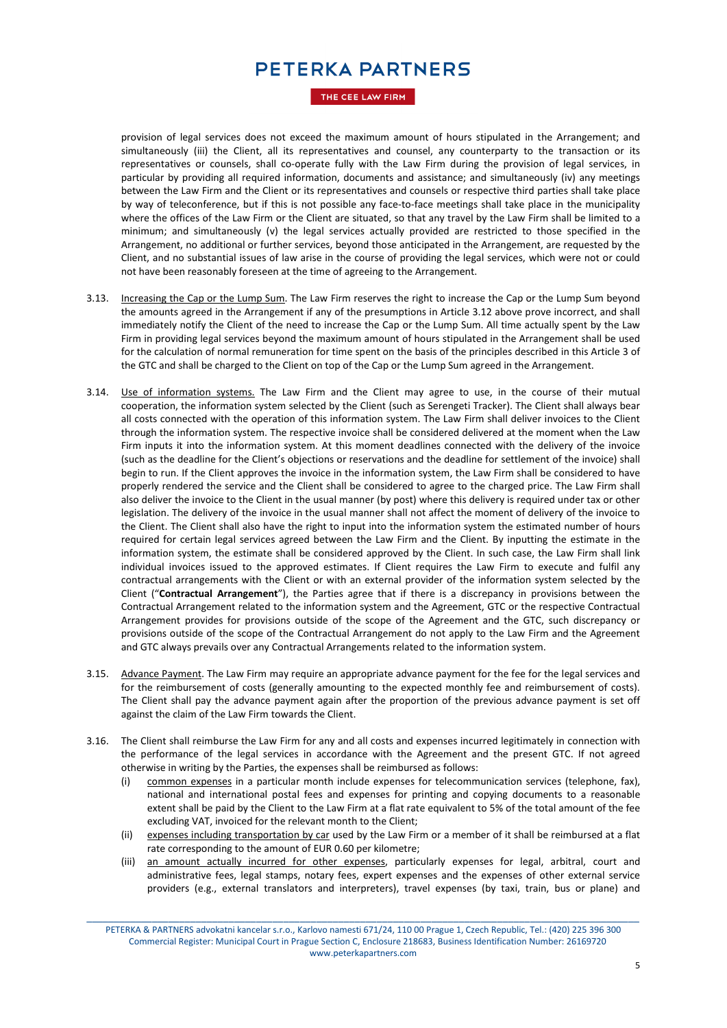provision of legal services does not exceed the maximum amount of hours stipulated in the Arrangement; and simultaneously (iii) the Client, all its representatives and counsel, any counterparty to the transaction or its representatives or counsels, shall co-operate fully with the Law Firm during the provision of legal services, in particular by providing all required information, documents and assistance; and simultaneously (iv) any meetings between the Law Firm and the Client or its representatives and counsels or respective third parties shall take place by way of teleconference, but if this is not possible any face-to-face meetings shall take place in the municipality where the offices of the Law Firm or the Client are situated, so that any travel by the Law Firm shall be limited to a minimum; and simultaneously (v) the legal services actually provided are restricted to those specified in the Arrangement, no additional or further services, beyond those anticipated in the Arrangement, are requested by the Client, and no substantial issues of law arise in the course of providing the legal services, which were not or could not have been reasonably foreseen at the time of agreeing to the Arrangement.

3.13. Increasing the Cap or the Lump Sum. The Law Firm reserves the right to increase the Cap or the Lump Sum beyond the amounts agreed in the Arrangement if any of the presumptions in Article 3.12 above prove incorrect, and shall immediately notify the Client of the need to increase the Cap or the Lump Sum. All time actually spent by the Law Firm in providing legal services beyond the maximum amount of hours stipulated in the Arrangement shall be used for the calculation of normal remuneration for time spent on the basis of the principles described in this Article 3 of the GTC and shall be charged to the Client on top of the Cap or the Lump Sum agreed in the Arrangement.

3.14. Use of information systems. The Law Firm and the Client may agree to use, in the course of their mutual cooperation, the information system selected by the Client (such as Serengeti Tracker). The Client shall always bear all costs connected with the operation of this information system. The Law Firm shall deliver invoices to the Client through the information system. The respective invoice shall be considered delivered at the moment when the Law Firm inputs it into the information system. At this moment deadlines connected with the delivery of the invoice (such as the deadline for the Client's objections or reservations and the deadline for settlement of the invoice) shall begin to run. If the Client approves the invoice in the information system, the Law Firm shall be considered to have properly rendered the service and the Client shall be considered to agree to the charged price. The Law Firm shall also deliver the invoice to the Client in the usual manner (by post) where this delivery is required under tax or other legislation. The delivery of the invoice in the usual manner shall not affect the moment of delivery of the invoice to the Client. The Client shall also have the right to input into the information system the estimated number of hours required for certain legal services agreed between the Law Firm and the Client. By inputting the estimate in the information system, the estimate shall be considered approved by the Client. In such case, the Law Firm shall link individual invoices issued to the approved estimates. If Client requires the Law Firm to execute and fulfil any contractual arrangements with the Client or with an external provider of the information system selected by the Client ("**Contractual Arrangement**"), the Parties agree that if there is a discrepancy in provisions between the Contractual Arrangement related to the information system and the Agreement, GTC or the respective Contractual Arrangement provides for provisions outside of the scope of the Agreement and the GTC, such discrepancy or provisions outside of the scope of the Contractual Arrangement do not apply to the Law Firm and the Agreement and GTC always prevails over any Contractual Arrangements related to the information system.

3.15. Advance Payment. The Law Firm may require an appropriate advance payment for the fee for the legal services and for the reimbursement of costs (generally amounting to the expected monthly fee and reimbursement of costs). The Client shall pay the advance payment again after the proportion of the previous advance payment is set off against the claim of the Law Firm towards the Client.

3.16. The Client shall reimburse the Law Firm for any and all costs and expenses incurred legitimately in connection with the performance of the legal services in accordance with the Agreement and the present GTC. If not agreed otherwise in writing by the Parties, the expenses shall be reimbursed as follows:

(i) common expenses in a particular month include expenses for telecommunication services (telephone, fax), national and international postal fees and expenses for printing and copying documents to a reasonable extent shall be paid by the Client to the Law Firm at a flat rate equivalent to 5% of the total amount of the fee excluding VAT, invoiced for the relevant month to the Client;

(ii) expenses including transportation by car used by the Law Firm or a member of it shall be reimbursed at a flat rate corresponding to the amount of EUR 0.60 per kilometre;

(iii) an amount actually incurred for other expenses, particularly expenses for legal, arbitral, court and administrative fees, legal stamps, notary fees, expert expenses and the expenses of other external service providers (e.g., external translators and interpreters), travel expenses (by taxi, train, bus or plane) and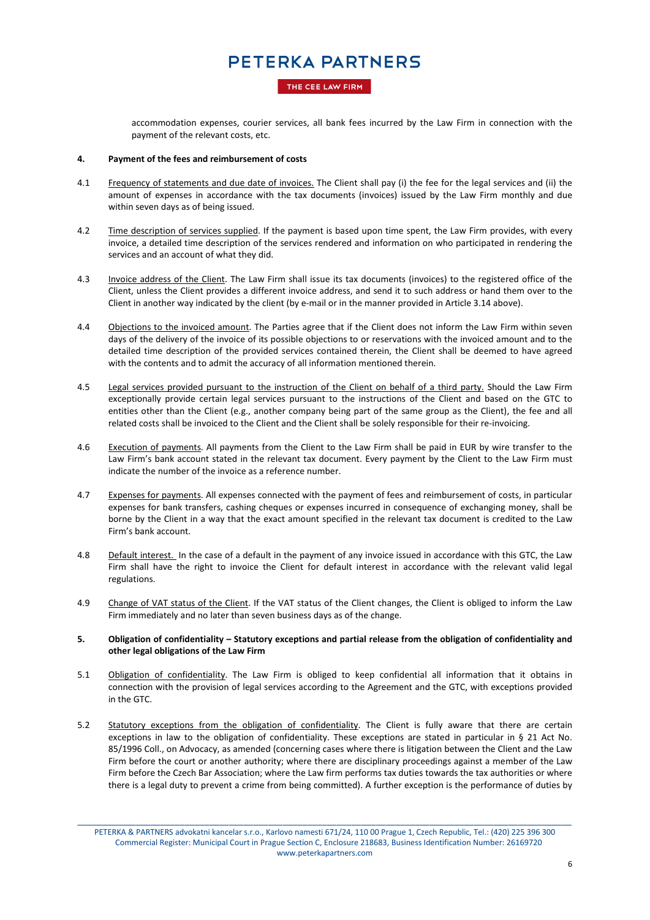accommodation expenses, courier services, all bank fees incurred by the Law Firm in connection with the payment of the relevant costs, etc.

**4. Payment of the fees and reimbursement of costs**

4.1 Frequency of statements and due date of invoices. The Client shall pay (i) the fee for the legal services and (ii) the amount of expenses in accordance with the tax documents (invoices) issued by the Law Firm monthly and due within seven days as of being issued.

4.2 Time description of services supplied. If the payment is based upon time spent, the Law Firm provides, with every invoice, a detailed time description of the services rendered and information on who participated in rendering the services and an account of what they did.

4.3 Invoice address of the Client. The Law Firm shall issue its tax documents (invoices) to the registered office of the Client, unless the Client provides a different invoice address, and send it to such address or hand them over to the Client in another way indicated by the client (by e-mail or in the manner provided in Article 3.14 above).

4.4 Objections to the invoiced amount. The Parties agree that if the Client does not inform the Law Firm within seven days of the delivery of the invoice of its possible objections to or reservations with the invoiced amount and to the detailed time description of the provided services contained therein, the Client shall be deemed to have agreed with the contents and to admit the accuracy of all information mentioned therein.

4.5 Legal services provided pursuant to the instruction of the Client on behalf of a third party. Should the Law Firm exceptionally provide certain legal services pursuant to the instructions of the Client and based on the GTC to entities other than the Client (e.g., another company being part of the same group as the Client), the fee and all related costs shall be invoiced to the Client and the Client shall be solely responsible for their re-invoicing.

4.6 Execution of payments. All payments from the Client to the Law Firm shall be paid in EUR by wire transfer to the Law Firm's bank account stated in the relevant tax document. Every payment by the Client to the Law Firm must indicate the number of the invoice as a reference number.

4.7 Expenses for payments. All expenses connected with the payment of fees and reimbursement of costs, in particular expenses for bank transfers, cashing cheques or expenses incurred in consequence of exchanging money, shall be borne by the Client in a way that the exact amount specified in the relevant tax document is credited to the Law Firm's bank account.

4.8 Default interest. In the case of a default in the payment of any invoice issued in accordance with this GTC, the Law Firm shall have the right to invoice the Client for default interest in accordance with the relevant valid legal regulations.

4.9 Change of VAT status of the Client. If the VAT status of the Client changes, the Client is obliged to inform the Law Firm immediately and no later than seven business days as of the change.

**5. Obligation of confidentiality – Statutory exceptions and partial release from the obligation of confidentiality and other legal obligations of the Law Firm**

5.1 Obligation of confidentiality. The Law Firm is obliged to keep confidential all information that it obtains in connection with the provision of legal services according to the Agreement and the GTC, with exceptions provided in the GTC.

5.2 Statutory exceptions from the obligation of confidentiality. The Client is fully aware that there are certain exceptions in law to the obligation of confidentiality. These exceptions are stated in particular in § 21 Act No. 85/1996 Coll., on Advocacy, as amended (concerning cases where there is litigation between the Client and the Law Firm before the court or another authority; where there are disciplinary proceedings against a member of the Law Firm before the Czech Bar Association; where the Law firm performs tax duties towards the tax authorities or where there is a legal duty to prevent a crime from being committed). A further exception is the performance of duties by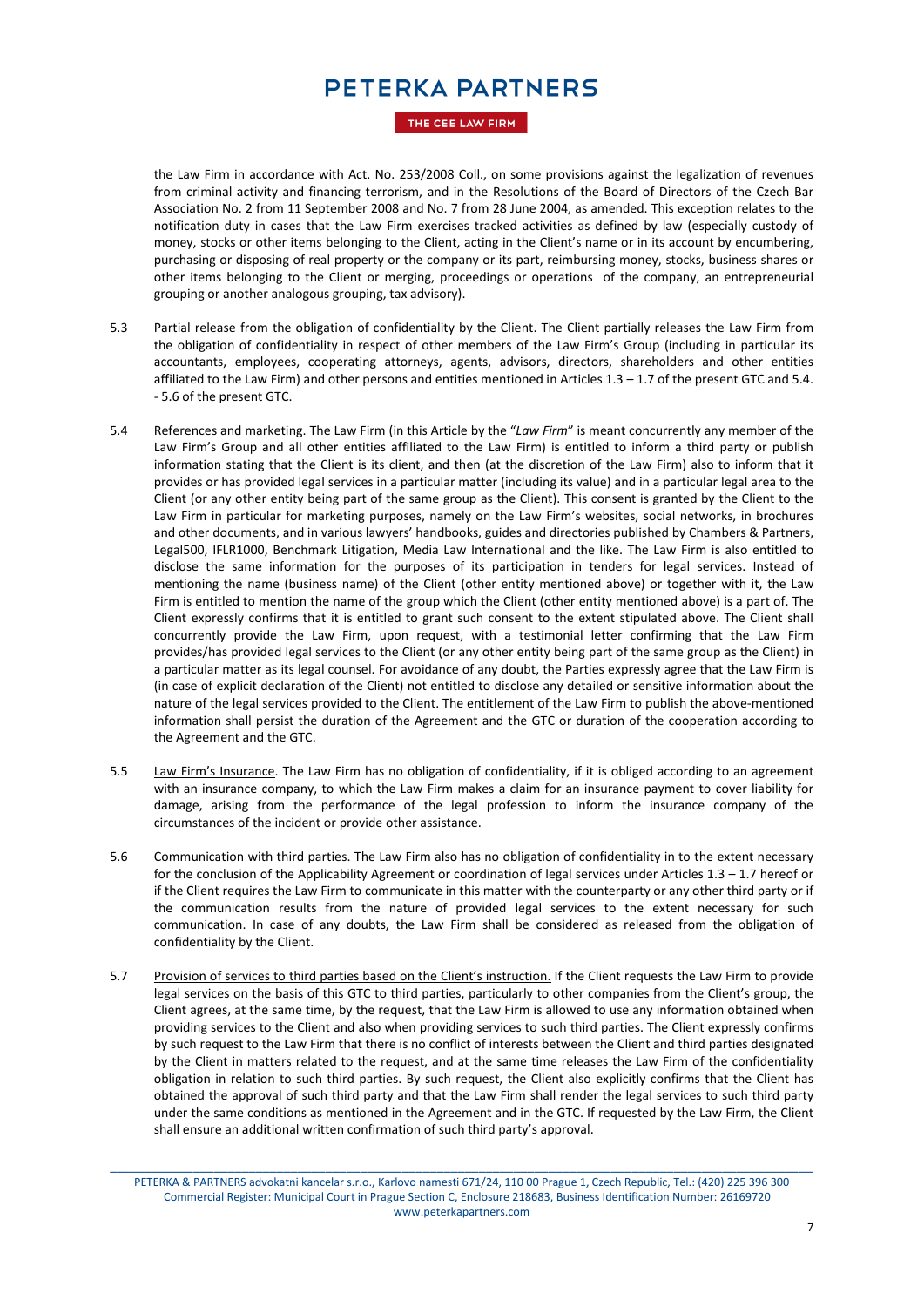the Law Firm in accordance with Act. No. 253/2008 Coll., on some provisions against the legalization of revenues from criminal activity and financing terrorism, and in the Resolutions of the Board of Directors of the Czech Bar Association No. 2 from 11 September 2008 and No. 7 from 28 June 2004, as amended. This exception relates to the notification duty in cases that the Law Firm exercises tracked activities as defined by law (especially custody of money, stocks or other items belonging to the Client, acting in the Client's name or in its account by encumbering, purchasing or disposing of real property or the company or its part, reimbursing money, stocks, business shares or other items belonging to the Client or merging, proceedings or operations of the company, an entrepreneurial grouping or another analogous grouping, tax advisory).

5.3 Partial release from the obligation of confidentiality by the Client. The Client partially releases the Law Firm from the obligation of confidentiality in respect of other members of the Law Firm's Group (including in particular its accountants, employees, cooperating attorneys, agents, advisors, directors, shareholders and other entities affiliated to the Law Firm) and other persons and entities mentioned in Articles 1.3 – 1.7 of the present GTC and 5.4. - 5.6 of the present GTC.

5.4 References and marketing. The Law Firm (in this Article by the "*Law Firm*" is meant concurrently any member of the Law Firm's Group and all other entities affiliated to the Law Firm) is entitled to inform a third party or publish information stating that the Client is its client, and then (at the discretion of the Law Firm) also to inform that it provides or has provided legal services in a particular matter (including its value) and in a particular legal area to the Client (or any other entity being part of the same group as the Client). This consent is granted by the Client to the Law Firm in particular for marketing purposes, namely on the Law Firm's websites, social networks, in brochures and other documents, and in various lawyers' handbooks, guides and directories published by Chambers & Partners, Legal500, IFLR1000, Benchmark Litigation, Media Law International and the like. The Law Firm is also entitled to disclose the same information for the purposes of its participation in tenders for legal services. Instead of mentioning the name (business name) of the Client (other entity mentioned above) or together with it, the Law Firm is entitled to mention the name of the group which the Client (other entity mentioned above) is a part of. The Client expressly confirms that it is entitled to grant such consent to the extent stipulated above. The Client shall concurrently provide the Law Firm, upon request, with a testimonial letter confirming that the Law Firm provides/has provided legal services to the Client (or any other entity being part of the same group as the Client) in a particular matter as its legal counsel. For avoidance of any doubt, the Parties expressly agree that the Law Firm is (in case of explicit declaration of the Client) not entitled to disclose any detailed or sensitive information about the nature of the legal services provided to the Client. The entitlement of the Law Firm to publish the above-mentioned information shall persist the duration of the Agreement and the GTC or duration of the cooperation according to the Agreement and the GTC.

5.5 Law Firm's Insurance. The Law Firm has no obligation of confidentiality, if it is obliged according to an agreement with an insurance company, to which the Law Firm makes a claim for an insurance payment to cover liability for damage, arising from the performance of the legal profession to inform the insurance company of the circumstances of the incident or provide other assistance.

5.6 Communication with third parties. The Law Firm also has no obligation of confidentiality in to the extent necessary for the conclusion of the Applicability Agreement or coordination of legal services under Articles 1.3 – 1.7 hereof or if the Client requires the Law Firm to communicate in this matter with the counterparty or any other third party or if the communication results from the nature of provided legal services to the extent necessary for such communication. In case of any doubts, the Law Firm shall be considered as released from the obligation of confidentiality by the Client.

5.7 Provision of services to third parties based on the Client's instruction. If the Client requests the Law Firm to provide legal services on the basis of this GTC to third parties, particularly to other companies from the Client's group, the Client agrees, at the same time, by the request, that the Law Firm is allowed to use any information obtained when providing services to the Client and also when providing services to such third parties. The Client expressly confirms by such request to the Law Firm that there is no conflict of interests between the Client and third parties designated by the Client in matters related to the request, and at the same time releases the Law Firm of the confidentiality obligation in relation to such third parties. By such request, the Client also explicitly confirms that the Client has obtained the approval of such third party and that the Law Firm shall render the legal services to such third party under the same conditions as mentioned in the Agreement and in the GTC. If requested by the Law Firm, the Client shall ensure an additional written confirmation of such third party's approval.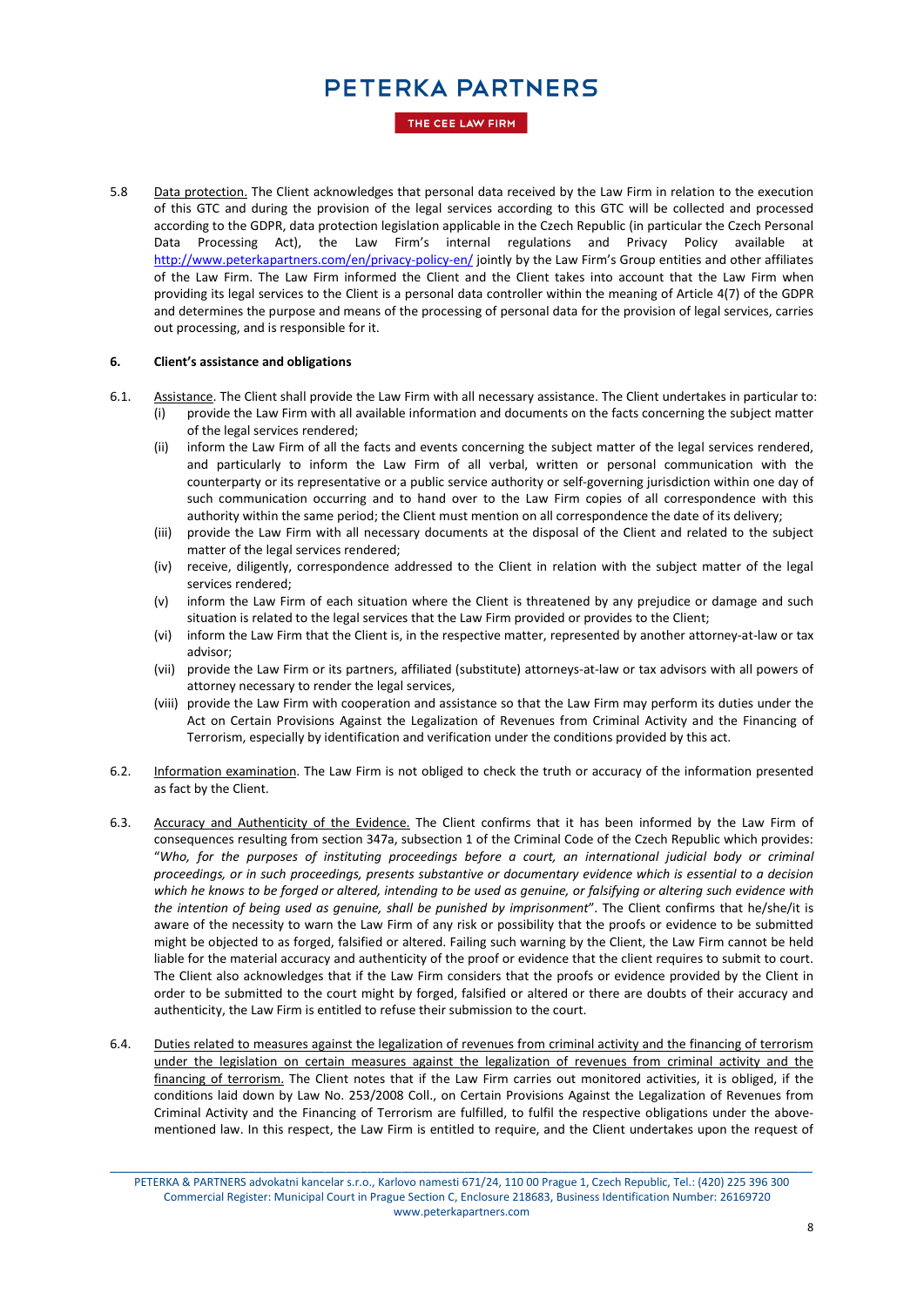5.8 Data protection. The Client acknowledges that personal data received by the Law Firm in relation to the execution of this GTC and during the provision of the legal services according to this GTC will be collected and processed according to the GDPR, data protection legislation applicable in the Czech Republic (in particular the Czech Personal Data Processing Act), the Law Firm's internal regulations and Privacy Policy available at http://www.peterkapartners.com/en/privacy-policy-en/ jointly by the Law Firm's Group entities and other affiliates of the Law Firm. The Law Firm informed the Client and the Client takes into account that the Law Firm when providing its legal services to the Client is a personal data controller within the meaning of Article 4(7) of the GDPR and determines the purpose and means of the processing of personal data for the provision of legal services, carries out processing, and is responsible for it.

**6. Client's assistance and obligations**

6.1. Assistance. The Client shall provide the Law Firm with all necessary assistance. The Client undertakes in particular to:

- (i) provide the Law Firm with all available information and documents on the facts concerning the subject matter of the legal services rendered;
- (ii) inform the Law Firm of all the facts and events concerning the subject matter of the legal services rendered, and particularly to inform the Law Firm of all verbal, written or personal communication with the counterparty or its representative or a public service authority or self-governing jurisdiction within one day of such communication occurring and to hand over to the Law Firm copies of all correspondence with this authority within the same period; the Client must mention on all correspondence the date of its delivery;
- (iii) provide the Law Firm with all necessary documents at the disposal of the Client and related to the subject matter of the legal services rendered;
- (iv) receive, diligently, correspondence addressed to the Client in relation with the subject matter of the legal services rendered;
- (v) inform the Law Firm of each situation where the Client is threatened by any prejudice or damage and such situation is related to the legal services that the Law Firm provided or provides to the Client;
- (vi) inform the Law Firm that the Client is, in the respective matter, represented by another attorney-at-law or tax advisor;
- (vii) provide the Law Firm or its partners, affiliated (substitute) attorneys-at-law or tax advisors with all powers of attorney necessary to render the legal services,
- (viii) provide the Law Firm with cooperation and assistance so that the Law Firm may perform its duties under the Act on Certain Provisions Against the Legalization of Revenues from Criminal Activity and the Financing of Terrorism, especially by identification and verification under the conditions provided by this act.

6.2. Information examination. The Law Firm is not obliged to check the truth or accuracy of the information presented as fact by the Client.

6.3. Accuracy and Authenticity of the Evidence. The Client confirms that it has been informed by the Law Firm of consequences resulting from section 347a, subsection 1 of the Criminal Code of the Czech Republic which provides: "*Who, for the purposes of instituting proceedings before a court, an international judicial body or criminal proceedings, or in such proceedings, presents substantive or documentary evidence which is essential to a decision which he knows to be forged or altered, intending to be used as genuine, or falsifying or altering such evidence with the intention of being used as genuine, shall be punished by imprisonment*". The Client confirms that he/she/it is aware of the necessity to warn the Law Firm of any risk or possibility that the proofs or evidence to be submitted might be objected to as forged, falsified or altered. Failing such warning by the Client, the Law Firm cannot be held liable for the material accuracy and authenticity of the proof or evidence that the client requires to submit to court. The Client also acknowledges that if the Law Firm considers that the proofs or evidence provided by the Client in order to be submitted to the court might by forged, falsified or altered or there are doubts of their accuracy and authenticity, the Law Firm is entitled to refuse their submission to the court.

6.4. Duties related to measures against the legalization of revenues from criminal activity and the financing of terrorism under the legislation on certain measures against the legalization of revenues from criminal activity and the financing of terrorism. The Client notes that if the Law Firm carries out monitored activities, it is obliged, if the conditions laid down by Law No. 253/2008 Coll., on Certain Provisions Against the Legalization of Revenues from Criminal Activity and the Financing of Terrorism are fulfilled, to fulfil the respective obligations under the above-mentioned law. In this respect, the Law Firm is entitled to require, and the Client undertakes upon the request of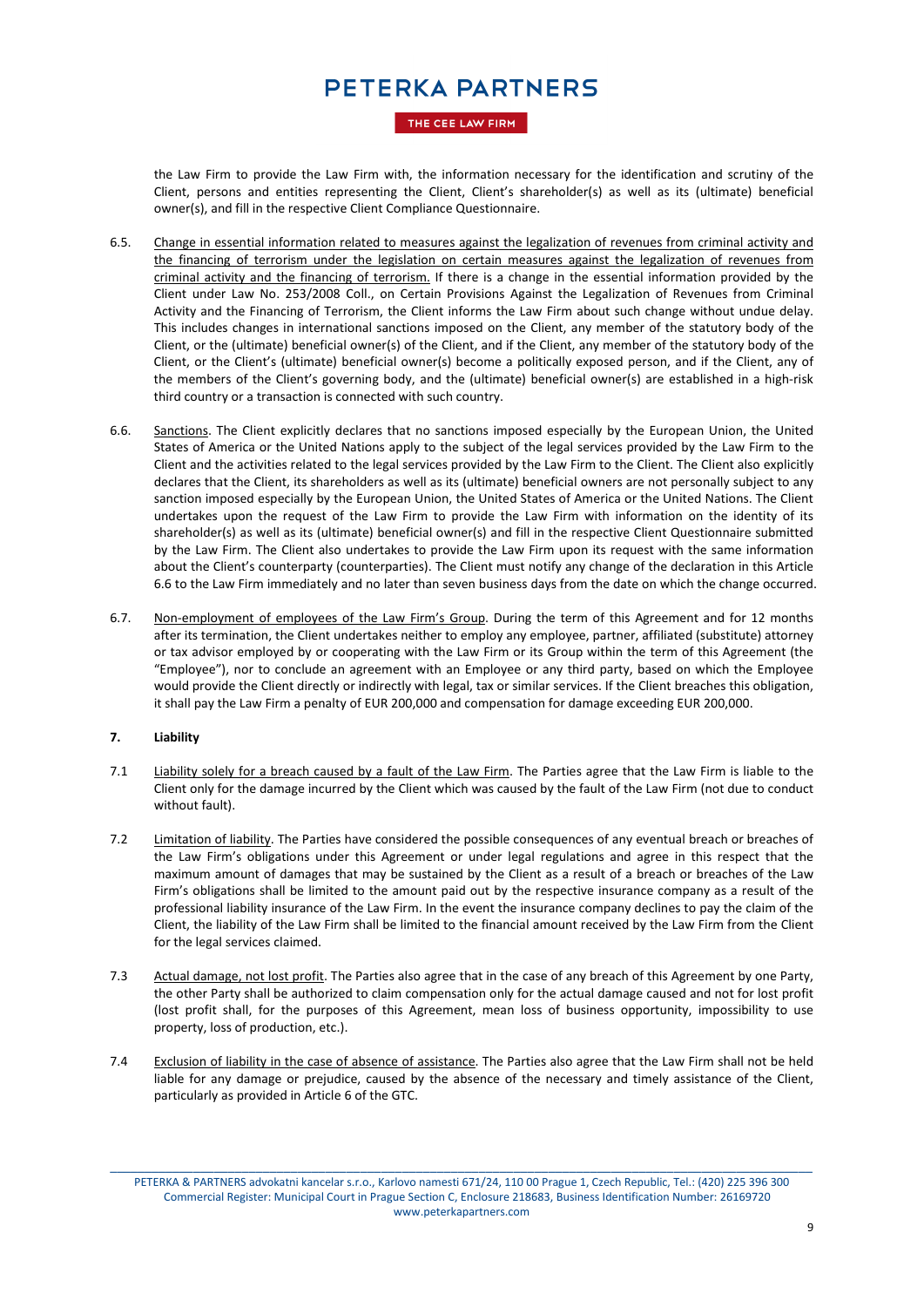the Law Firm to provide the Law Firm with, the information necessary for the identification and scrutiny of the Client, persons and entities representing the Client, Client's shareholder(s) as well as its (ultimate) beneficial owner(s), and fill in the respective Client Compliance Questionnaire.

6.5. Change in essential information related to measures against the legalization of revenues from criminal activity and the financing of terrorism under the legislation on certain measures against the legalization of revenues from criminal activity and the financing of terrorism. If there is a change in the essential information provided by the Client under Law No. 253/2008 Coll., on Certain Provisions Against the Legalization of Revenues from Criminal Activity and the Financing of Terrorism, the Client informs the Law Firm about such change without undue delay. This includes changes in international sanctions imposed on the Client, any member of the statutory body of the Client, or the (ultimate) beneficial owner(s) of the Client, and if the Client, any member of the statutory body of the Client, or the Client's (ultimate) beneficial owner(s) become a politically exposed person, and if the Client, any of the members of the Client's governing body, and the (ultimate) beneficial owner(s) are established in a high-risk third country or a transaction is connected with such country.

6.6. Sanctions. The Client explicitly declares that no sanctions imposed especially by the European Union, the United States of America or the United Nations apply to the subject of the legal services provided by the Law Firm to the Client and the activities related to the legal services provided by the Law Firm to the Client. The Client also explicitly declares that the Client, its shareholders as well as its (ultimate) beneficial owners are not personally subject to any sanction imposed especially by the European Union, the United States of America or the United Nations. The Client undertakes upon the request of the Law Firm to provide the Law Firm with information on the identity of its shareholder(s) as well as its (ultimate) beneficial owner(s) and fill in the respective Client Questionnaire submitted by the Law Firm. The Client also undertakes to provide the Law Firm upon its request with the same information about the Client's counterparty (counterparties). The Client must notify any change of the declaration in this Article 6.6 to the Law Firm immediately and no later than seven business days from the date on which the change occurred.

6.7. Non-employment of employees of the Law Firm's Group. During the term of this Agreement and for 12 months after its termination, the Client undertakes neither to employ any employee, partner, affiliated (substitute) attorney or tax advisor employed by or cooperating with the Law Firm or its Group within the term of this Agreement (the "Employee"), nor to conclude an agreement with an Employee or any third party, based on which the Employee would provide the Client directly or indirectly with legal, tax or similar services. If the Client breaches this obligation, it shall pay the Law Firm a penalty of EUR 200,000 and compensation for damage exceeding EUR 200,000.

## 7. Liability

7.1 Liability solely for a breach caused by a fault of the Law Firm. The Parties agree that the Law Firm is liable to the Client only for the damage incurred by the Client which was caused by the fault of the Law Firm (not due to conduct without fault).

7.2 Limitation of liability. The Parties have considered the possible consequences of any eventual breach or breaches of the Law Firm's obligations under this Agreement or under legal regulations and agree in this respect that the maximum amount of damages that may be sustained by the Client as a result of a breach or breaches of the Law Firm's obligations shall be limited to the amount paid out by the respective insurance company as a result of the professional liability insurance of the Law Firm. In the event the insurance company declines to pay the claim of the Client, the liability of the Law Firm shall be limited to the financial amount received by the Law Firm from the Client for the legal services claimed.

7.3 Actual damage, not lost profit. The Parties also agree that in the case of any breach of this Agreement by one Party, the other Party shall be authorized to claim compensation only for the actual damage caused and not for lost profit (lost profit shall, for the purposes of this Agreement, mean loss of business opportunity, impossibility to use property, loss of production, etc.).

7.4 Exclusion of liability in the case of absence of assistance. The Parties also agree that the Law Firm shall not be held liable for any damage or prejudice, caused by the absence of the necessary and timely assistance of the Client, particularly as provided in Article 6 of the GTC.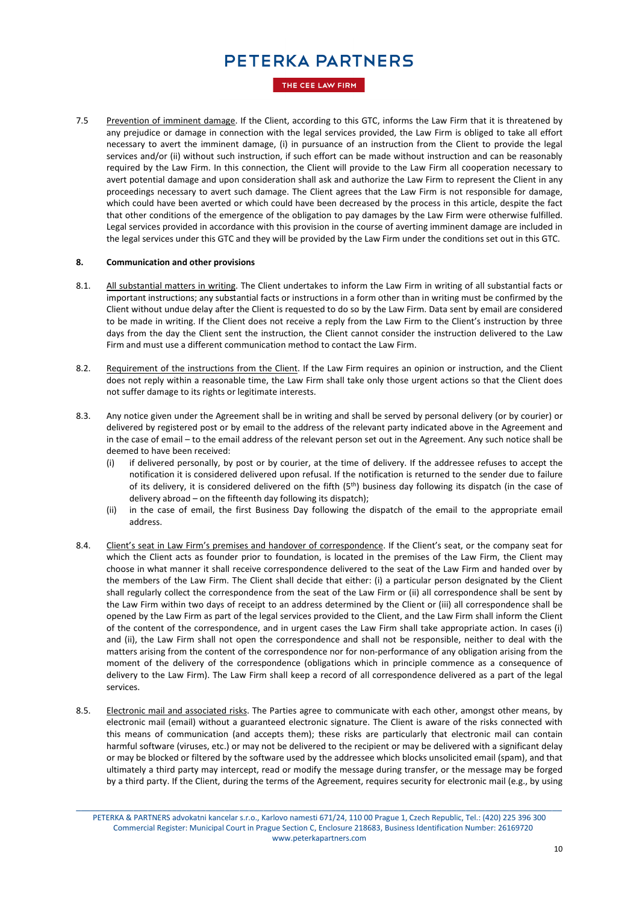7.5 Prevention of imminent damage. If the Client, according to this GTC, informs the Law Firm that it is threatened by any prejudice or damage in connection with the legal services provided, the Law Firm is obliged to take all effort necessary to avert the imminent damage, (i) in pursuance of an instruction from the Client to provide the legal services and/or (ii) without such instruction, if such effort can be made without instruction and can be reasonably required by the Law Firm. In this connection, the Client will provide to the Law Firm all cooperation necessary to avert potential damage and upon consideration shall ask and authorize the Law Firm to represent the Client in any proceedings necessary to avert such damage. The Client agrees that the Law Firm is not responsible for damage, which could have been averted or which could have been decreased by the process in this article, despite the fact that other conditions of the emergence of the obligation to pay damages by the Law Firm were otherwise fulfilled. Legal services provided in accordance with this provision in the course of averting imminent damage are included in the legal services under this GTC and they will be provided by the Law Firm under the conditions set out in this GTC.

## 8. Communication and other provisions

8.1. All substantial matters in writing. The Client undertakes to inform the Law Firm in writing of all substantial facts or important instructions; any substantial facts or instructions in a form other than in writing must be confirmed by the Client without undue delay after the Client is requested to do so by the Law Firm. Data sent by email are considered to be made in writing. If the Client does not receive a reply from the Law Firm to the Client's instruction by three days from the day the Client sent the instruction, the Client cannot consider the instruction delivered to the Law Firm and must use a different communication method to contact the Law Firm.

8.2. Requirement of the instructions from the Client. If the Law Firm requires an opinion or instruction, and the Client does not reply within a reasonable time, the Law Firm shall take only those urgent actions so that the Client does not suffer damage to its rights or legitimate interests.

8.3. Any notice given under the Agreement shall be in writing and shall be served by personal delivery (or by courier) or delivered by registered post or by email to the address of the relevant party indicated above in the Agreement and in the case of email – to the email address of the relevant person set out in the Agreement. Any such notice shall be deemed to have been received:

(i) if delivered personally, by post or by courier, at the time of delivery. If the addressee refuses to accept the notification it is considered delivered upon refusal. If the notification is returned to the sender due to failure of its delivery, it is considered delivered on the fifth (5th) business day following its dispatch (in the case of delivery abroad – on the fifteenth day following its dispatch);

(ii) in the case of email, the first Business Day following the dispatch of the email to the appropriate email address.

8.4. Client's seat in Law Firm's premises and handover of correspondence. If the Client's seat, or the company seat for which the Client acts as founder prior to foundation, is located in the premises of the Law Firm, the Client may choose in what manner it shall receive correspondence delivered to the seat of the Law Firm and handed over by the members of the Law Firm. The Client shall decide that either: (i) a particular person designated by the Client shall regularly collect the correspondence from the seat of the Law Firm or (ii) all correspondence shall be sent by the Law Firm within two days of receipt to an address determined by the Client or (iii) all correspondence shall be opened by the Law Firm as part of the legal services provided to the Client, and the Law Firm shall inform the Client of the content of the correspondence, and in urgent cases the Law Firm shall take appropriate action. In cases (i) and (ii), the Law Firm shall not open the correspondence and shall not be responsible, neither to deal with the matters arising from the content of the correspondence nor for non-performance of any obligation arising from the moment of the delivery of the correspondence (obligations which in principle commence as a consequence of delivery to the Law Firm). The Law Firm shall keep a record of all correspondence delivered as a part of the legal services.

8.5. Electronic mail and associated risks. The Parties agree to communicate with each other, amongst other means, by electronic mail (email) without a guaranteed electronic signature. The Client is aware of the risks connected with this means of communication (and accepts them); these risks are particularly that electronic mail can contain harmful software (viruses, etc.) or may not be delivered to the recipient or may be delivered with a significant delay or may be blocked or filtered by the software used by the addressee which blocks unsolicited email (spam), and that ultimately a third party may intercept, read or modify the message during transfer, or the message may be forged by a third party. If the Client, during the terms of the Agreement, requires security for electronic mail (e.g., by using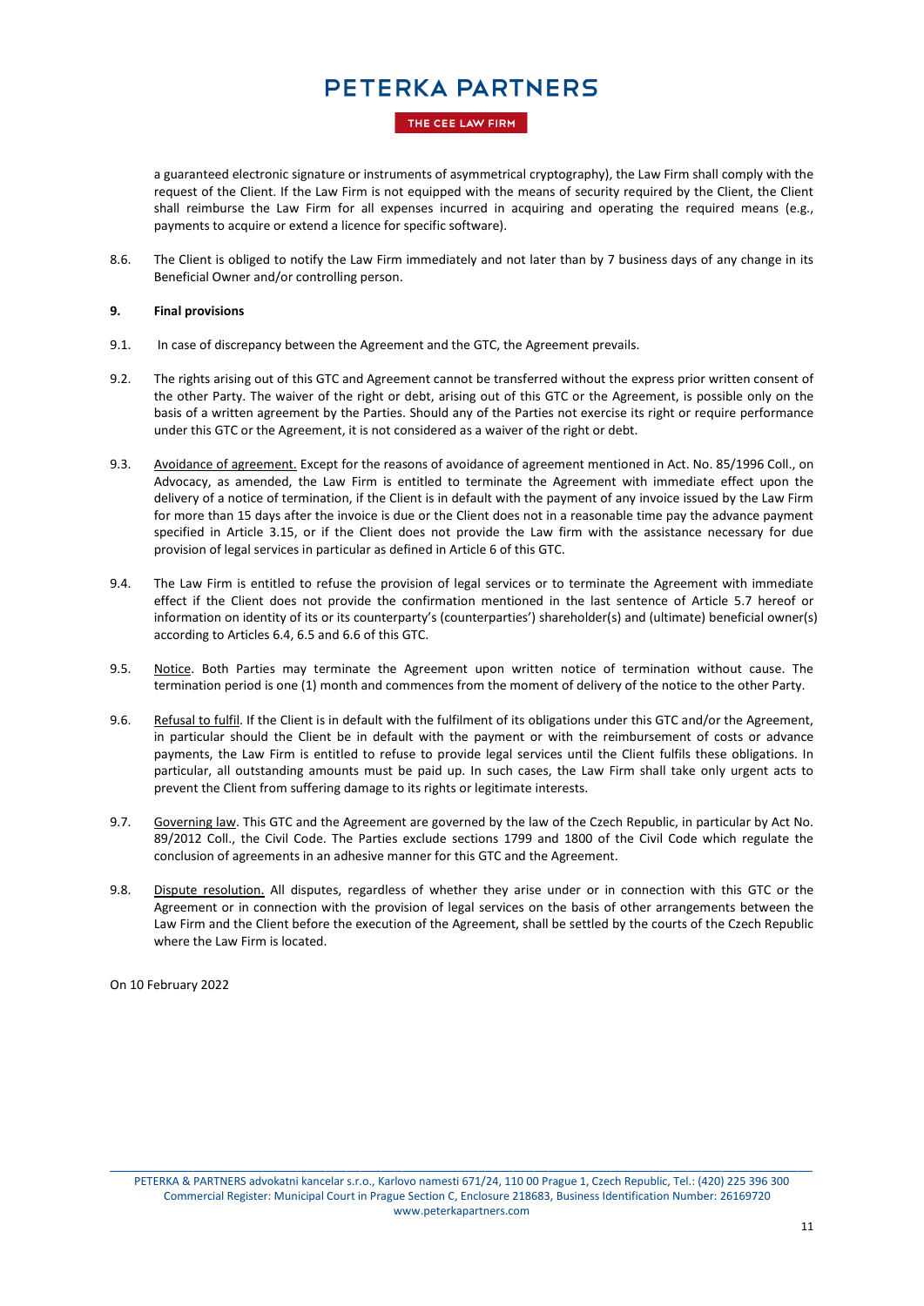a guaranteed electronic signature or instruments of asymmetrical cryptography), the Law Firm shall comply with the request of the Client. If the Law Firm is not equipped with the means of security required by the Client, the Client shall reimburse the Law Firm for all expenses incurred in acquiring and operating the required means (e.g., payments to acquire or extend a licence for specific software).

8.6. The Client is obliged to notify the Law Firm immediately and not later than by 7 business days of any change in its Beneficial Owner and/or controlling person.

**9. Final provisions**

9.1. In case of discrepancy between the Agreement and the GTC, the Agreement prevails.

9.2. The rights arising out of this GTC and Agreement cannot be transferred without the express prior written consent of the other Party. The waiver of the right or debt, arising out of this GTC or the Agreement, is possible only on the basis of a written agreement by the Parties. Should any of the Parties not exercise its right or require performance under this GTC or the Agreement, it is not considered as a waiver of the right or debt.

9.3. Avoidance of agreement. Except for the reasons of avoidance of agreement mentioned in Act. No. 85/1996 Coll., on Advocacy, as amended, the Law Firm is entitled to terminate the Agreement with immediate effect upon the delivery of a notice of termination, if the Client is in default with the payment of any invoice issued by the Law Firm for more than 15 days after the invoice is due or the Client does not in a reasonable time pay the advance payment specified in Article 3.15, or if the Client does not provide the Law firm with the assistance necessary for due provision of legal services in particular as defined in Article 6 of this GTC.

9.4. The Law Firm is entitled to refuse the provision of legal services or to terminate the Agreement with immediate effect if the Client does not provide the confirmation mentioned in the last sentence of Article 5.7 hereof or information on identity of its or its counterparty's (counterparties') shareholder(s) and (ultimate) beneficial owner(s) according to Articles 6.4, 6.5 and 6.6 of this GTC.

9.5. Notice. Both Parties may terminate the Agreement upon written notice of termination without cause. The termination period is one (1) month and commences from the moment of delivery of the notice to the other Party.

9.6. Refusal to fulfil. If the Client is in default with the fulfilment of its obligations under this GTC and/or the Agreement, in particular should the Client be in default with the payment or with the reimbursement of costs or advance payments, the Law Firm is entitled to refuse to provide legal services until the Client fulfils these obligations. In particular, all outstanding amounts must be paid up. In such cases, the Law Firm shall take only urgent acts to prevent the Client from suffering damage to its rights or legitimate interests.

9.7. Governing law. This GTC and the Agreement are governed by the law of the Czech Republic, in particular by Act No. 89/2012 Coll., the Civil Code. The Parties exclude sections 1799 and 1800 of the Civil Code which regulate the conclusion of agreements in an adhesive manner for this GTC and the Agreement.

9.8. Dispute resolution. All disputes, regardless of whether they arise under or in connection with this GTC or the Agreement or in connection with the provision of legal services on the basis of other arrangements between the Law Firm and the Client before the execution of the Agreement, shall be settled by the courts of the Czech Republic where the Law Firm is located.

On 10 February 2022